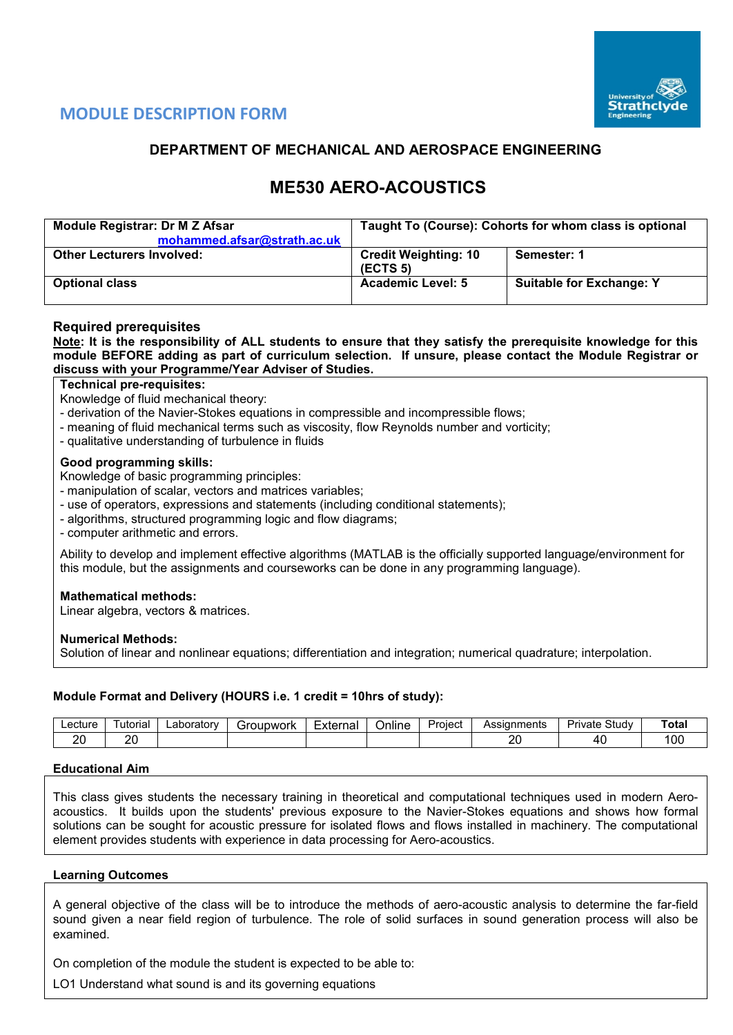## MODULE DESCRIPTION FORM

### DEPARTMENT OF MECHANICAL AND AEROSPACE ENGINEERING

# ME530 AERO-ACOUSTICS

| Module Registrar: Dr M Z Afsar mohammed.afsar@strath.ac.uk | Taught To (Course): Cohorts for whom class is optional | |
|---|---|---|
| **Other Lecturers Involved:** | **Credit Weighting: 10 (ECTS 5)** | **Semester: 1** |
| **Optional class** | **Academic Level: 5** | **Suitable for Exchange: Y** |

### Required prerequisites

**Note: It is the responsibility of ALL students to ensure that they satisfy the prerequisite knowledge for this module BEFORE adding as part of curriculum selection. If unsure, please contact the Module Registrar or discuss with your Programme/Year Adviser of Studies.**

**Technical pre-requisites:**

Knowledge of fluid mechanical theory:
- derivation of the Navier-Stokes equations in compressible and incompressible flows;
- meaning of fluid mechanical terms such as viscosity, flow Reynolds number and vorticity;
- qualitative understanding of turbulence in fluids

**Good programming skills:**

Knowledge of basic programming principles:
- manipulation of scalar, vectors and matrices variables;
- use of operators, expressions and statements (including conditional statements);
- algorithms, structured programming logic and flow diagrams;
- computer arithmetic and errors.

Ability to develop and implement effective algorithms (MATLAB is the officially supported language/environment for this module, but the assignments and courseworks can be done in any programming language).

**Mathematical methods:**

Linear algebra, vectors & matrices.

**Numerical Methods:**

Solution of linear and nonlinear equations; differentiation and integration; numerical quadrature; interpolation.

#### Module Format and Delivery (HOURS i.e. 1 credit = 10hrs of study):

| Lecture | Tutorial | Laboratory | Groupwork | External | Online | Project | Assignments | Private Study | **Total** |
|---|---|---|---|---|---|---|---|---|---|
| 20 | 20 | | | | | | 20 | 40 | 100 |

#### Educational Aim

This class gives students the necessary training in theoretical and computational techniques used in modern Aero-acoustics. It builds upon the students' previous exposure to the Navier-Stokes equations and shows how formal solutions can be sought for acoustic pressure for isolated flows and flows installed in machinery. The computational element provides students with experience in data processing for Aero-acoustics.

#### Learning Outcomes

A general objective of the class will be to introduce the methods of aero-acoustic analysis to determine the far-field sound given a near field region of turbulence. The role of solid surfaces in sound generation process will also be examined.

On completion of the module the student is expected to be able to:

LO1 Understand what sound is and its governing equations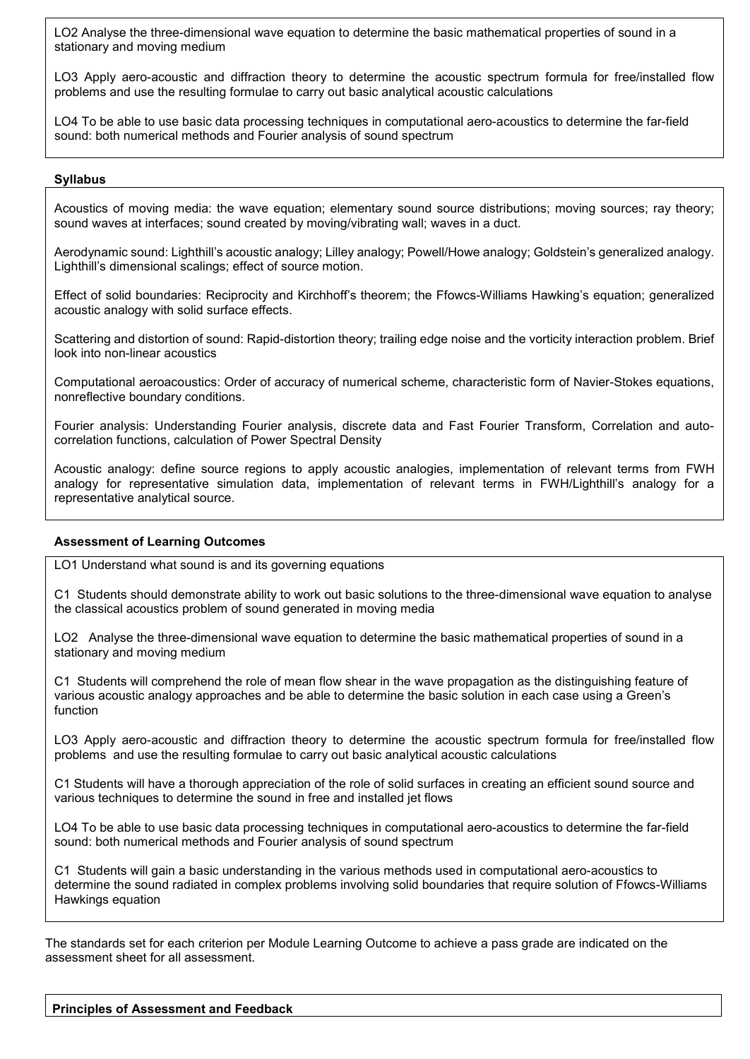LO2 Analyse the three-dimensional wave equation to determine the basic mathematical properties of sound in a stationary and moving medium

LO3 Apply aero-acoustic and diffraction theory to determine the acoustic spectrum formula for free/installed flow problems and use the resulting formulae to carry out basic analytical acoustic calculations

LO4 To be able to use basic data processing techniques in computational aero-acoustics to determine the far-field sound: both numerical methods and Fourier analysis of sound spectrum

**Syllabus**

Acoustics of moving media: the wave equation; elementary sound source distributions; moving sources; ray theory; sound waves at interfaces; sound created by moving/vibrating wall; waves in a duct.

Aerodynamic sound: Lighthill's acoustic analogy; Lilley analogy; Powell/Howe analogy; Goldstein's generalized analogy. Lighthill's dimensional scalings; effect of source motion.

Effect of solid boundaries: Reciprocity and Kirchhoff's theorem; the Ffowcs-Williams Hawking's equation; generalized acoustic analogy with solid surface effects.

Scattering and distortion of sound: Rapid-distortion theory; trailing edge noise and the vorticity interaction problem. Brief look into non-linear acoustics

Computational aeroacoustics: Order of accuracy of numerical scheme, characteristic form of Navier-Stokes equations, nonreflective boundary conditions.

Fourier analysis: Understanding Fourier analysis, discrete data and Fast Fourier Transform, Correlation and auto-correlation functions, calculation of Power Spectral Density

Acoustic analogy: define source regions to apply acoustic analogies, implementation of relevant terms from FWH analogy for representative simulation data, implementation of relevant terms in FWH/Lighthill's analogy for a representative analytical source.

**Assessment of Learning Outcomes**

LO1 Understand what sound is and its governing equations

C1 Students should demonstrate ability to work out basic solutions to the three-dimensional wave equation to analyse the classical acoustics problem of sound generated in moving media

LO2 Analyse the three-dimensional wave equation to determine the basic mathematical properties of sound in a stationary and moving medium

C1 Students will comprehend the role of mean flow shear in the wave propagation as the distinguishing feature of various acoustic analogy approaches and be able to determine the basic solution in each case using a Green's function

LO3 Apply aero-acoustic and diffraction theory to determine the acoustic spectrum formula for free/installed flow problems and use the resulting formulae to carry out basic analytical acoustic calculations

C1 Students will have a thorough appreciation of the role of solid surfaces in creating an efficient sound source and various techniques to determine the sound in free and installed jet flows

LO4 To be able to use basic data processing techniques in computational aero-acoustics to determine the far-field sound: both numerical methods and Fourier analysis of sound spectrum

C1 Students will gain a basic understanding in the various methods used in computational aero-acoustics to determine the sound radiated in complex problems involving solid boundaries that require solution of Ffowcs-Williams Hawkings equation

The standards set for each criterion per Module Learning Outcome to achieve a pass grade are indicated on the assessment sheet for all assessment.

**Principles of Assessment and Feedback**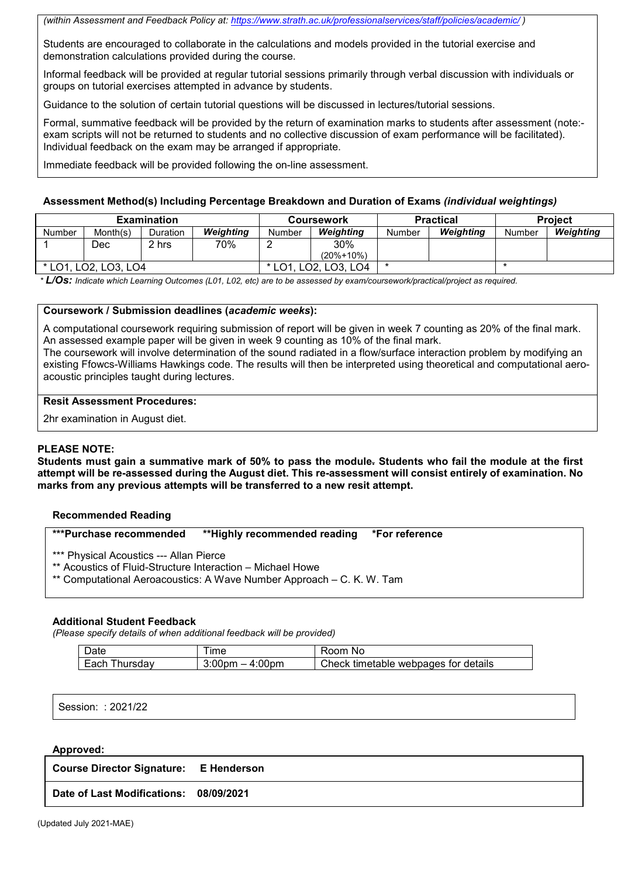*(within Assessment and Feedback Policy at: https://www.strath.ac.uk/professionalservices/staff/policies/academic/ )*

Students are encouraged to collaborate in the calculations and models provided in the tutorial exercise and demonstration calculations provided during the course.

Informal feedback will be provided at regular tutorial sessions primarily through verbal discussion with individuals or groups on tutorial exercises attempted in advance by students.

Guidance to the solution of certain tutorial questions will be discussed in lectures/tutorial sessions.

Formal, summative feedback will be provided by the return of examination marks to students after assessment (note:- exam scripts will not be returned to students and no collective discussion of exam performance will be facilitated). Individual feedback on the exam may be arranged if appropriate.

Immediate feedback will be provided following the on-line assessment.

### Assessment Method(s) Including Percentage Breakdown and Duration of Exams *(individual weightings)*

| Examination | | | | Coursework | | Practical | | Project | |
|---|---|---|---|---|---|---|---|---|---|
| Number | Month(s) | Duration | ***Weighting*** | Number | ***Weighting*** | Number | ***Weighting*** | Number | ***Weighting*** |
| 1 | Dec | 2 hrs | 70% | 2 | 30% (20%+10%) | | | | |
| * LO1, LO2, LO3, LO4 | | | | * LO1, LO2, LO3, LO4 | | * | | * | |

\* ***L/Os:*** *Indicate which Learning Outcomes (L01, L02, etc) are to be assessed by exam/coursework/practical/project as required.*

**Coursework / Submission deadlines (*academic weeks*):**

A computational coursework requiring submission of report will be given in week 7 counting as 20% of the final mark. An assessed example paper will be given in week 9 counting as 10% of the final mark.
The coursework will involve determination of the sound radiated in a flow/surface interaction problem by modifying an existing Ffowcs-Williams Hawkings code. The results will then be interpreted using theoretical and computational aero-acoustic principles taught during lectures.

**Resit Assessment Procedures:**

2hr examination in August diet.

**PLEASE NOTE:**

**Students must gain a summative mark of 50% to pass the module. Students who fail the module at the first attempt will be re-assessed during the August diet. This re-assessment will consist entirely of examination. No marks from any previous attempts will be transferred to a new resit attempt.**

**Recommended Reading**

**\*\*\*Purchase recommended  \*\*Highly recommended reading  \*For reference**

\*\*\* Physical Acoustics --- Allan Pierce
\*\* Acoustics of Fluid-Structure Interaction – Michael Howe
\*\* Computational Aeroacoustics: A Wave Number Approach – C. K. W. Tam

**Additional Student Feedback**
*(Please specify details of when additional feedback will be provided)*

| Date | Time | Room No |
|---|---|---|
| Each Thursday | 3:00pm – 4:00pm | Check timetable webpages for details |

Session: : 2021/22

**Approved:**

**Course Director Signature: E Henderson**

**Date of Last Modifications: 08/09/2021**

(Updated July 2021-MAE)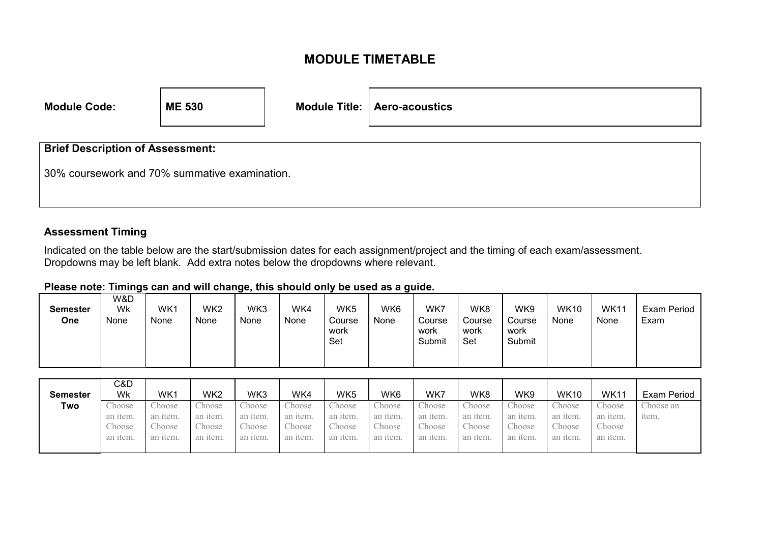# MODULE TIMETABLE

| Module Code: | ME 530 | Module Title: | Aero-acoustics |
|---|---|---|---|

**Brief Description of Assessment:**

30% coursework and 70% summative examination.

### Assessment Timing

Indicated on the table below are the start/submission dates for each assignment/project and the timing of each exam/assessment. Dropdowns may be left blank. Add extra notes below the dropdowns where relevant.

**Please note: Timings can and will change, this should only be used as a guide.**

| Semester | W&D Wk | WK1 | WK2 | WK3 | WK4 | WK5 | WK6 | WK7 | WK8 | WK9 | WK10 | WK11 | Exam Period |
|---|---|---|---|---|---|---|---|---|---|---|---|---|---|
| **One** | None | None | None | None | None | Course work Set | None | Course work Submit | Course work Set | Course work Submit | None | None | Exam |

| Semester | C&D Wk | WK1 | WK2 | WK3 | WK4 | WK5 | WK6 | WK7 | WK8 | WK9 | WK10 | WK11 | Exam Period |
|---|---|---|---|---|---|---|---|---|---|---|---|---|---|
| **Two** | Choose an item. Choose an item. | Choose an item. Choose an item. | Choose an item. Choose an item. | Choose an item. Choose an item. | Choose an item. Choose an item. | Choose an item. Choose an item. | Choose an item. Choose an item. | Choose an item. Choose an item. | Choose an item. Choose an item. | Choose an item. Choose an item. | Choose an item. Choose an item. | Choose an item. Choose an item. | Choose an item. |